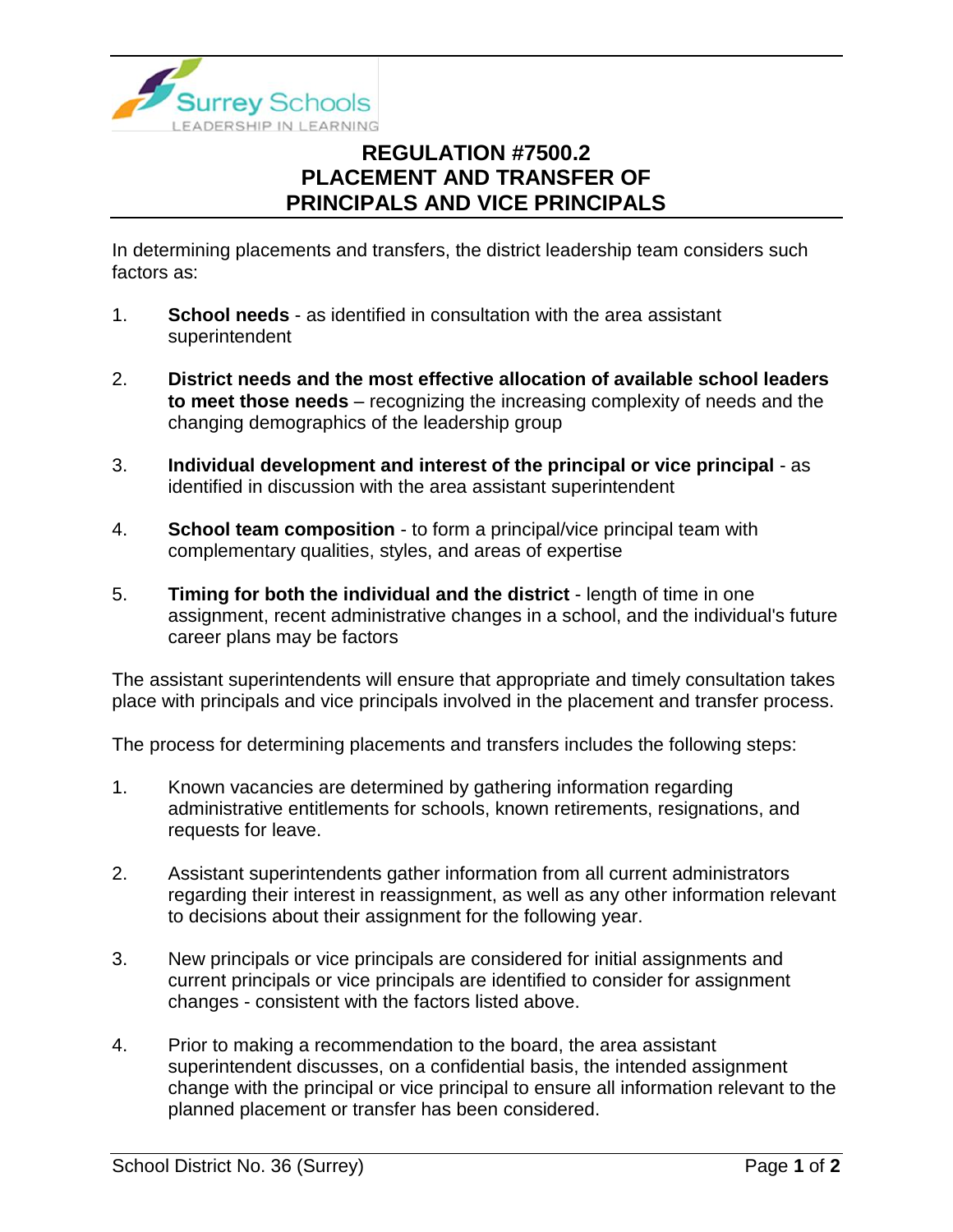# REGULATION #7500.2
# PLACEMENT AND TRANSFER OF PRINCIPALS AND VICE PRINCIPALS

In determining placements and transfers, the district leadership team considers such factors as:

1. **School needs** - as identified in consultation with the area assistant superintendent

2. **District needs and the most effective allocation of available school leaders to meet those needs** – recognizing the increasing complexity of needs and the changing demographics of the leadership group

3. **Individual development and interest of the principal or vice principal** - as identified in discussion with the area assistant superintendent

4. **School team composition** - to form a principal/vice principal team with complementary qualities, styles, and areas of expertise

5. **Timing for both the individual and the district** - length of time in one assignment, recent administrative changes in a school, and the individual's future career plans may be factors

The assistant superintendents will ensure that appropriate and timely consultation takes place with principals and vice principals involved in the placement and transfer process.

The process for determining placements and transfers includes the following steps:

1. Known vacancies are determined by gathering information regarding administrative entitlements for schools, known retirements, resignations, and requests for leave.

2. Assistant superintendents gather information from all current administrators regarding their interest in reassignment, as well as any other information relevant to decisions about their assignment for the following year.

3. New principals or vice principals are considered for initial assignments and current principals or vice principals are identified to consider for assignment changes - consistent with the factors listed above.

4. Prior to making a recommendation to the board, the area assistant superintendent discusses, on a confidential basis, the intended assignment change with the principal or vice principal to ensure all information relevant to the planned placement or transfer has been considered.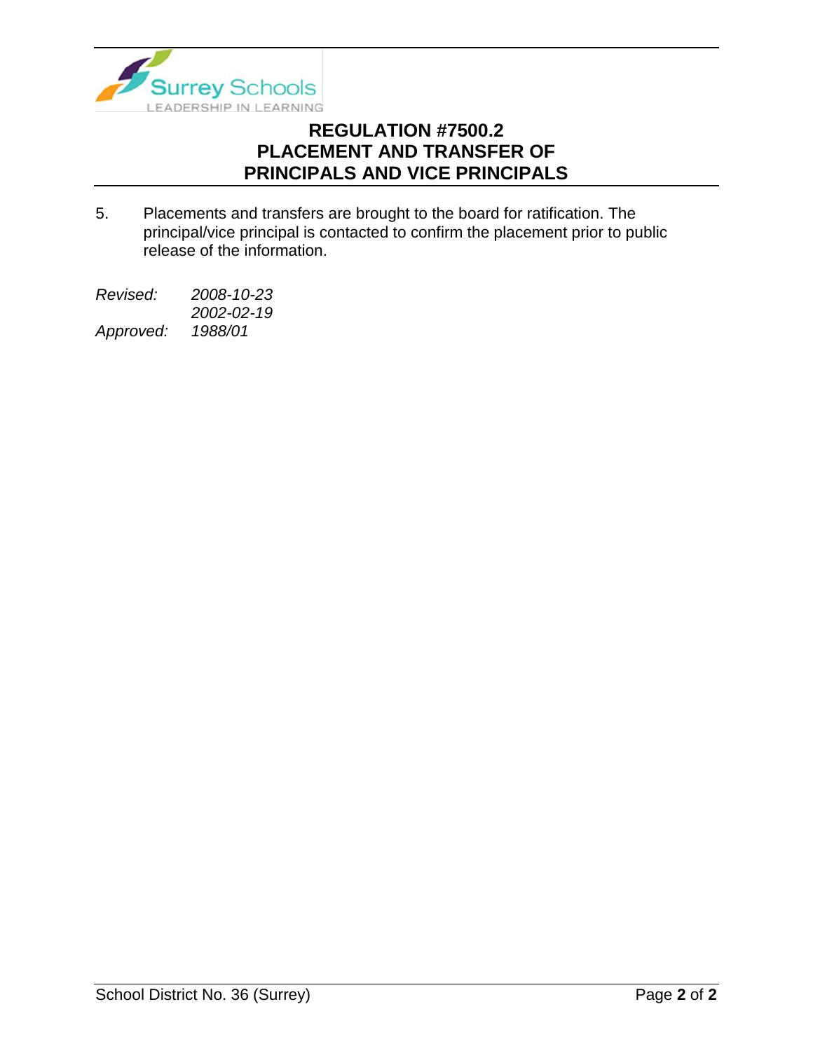5. Placements and transfers are brought to the board for ratification. The principal/vice principal is contacted to confirm the placement prior to public release of the information.

*Revised:* *2008-10-23*
*2002-02-19*
*Approved:* *1988/01*